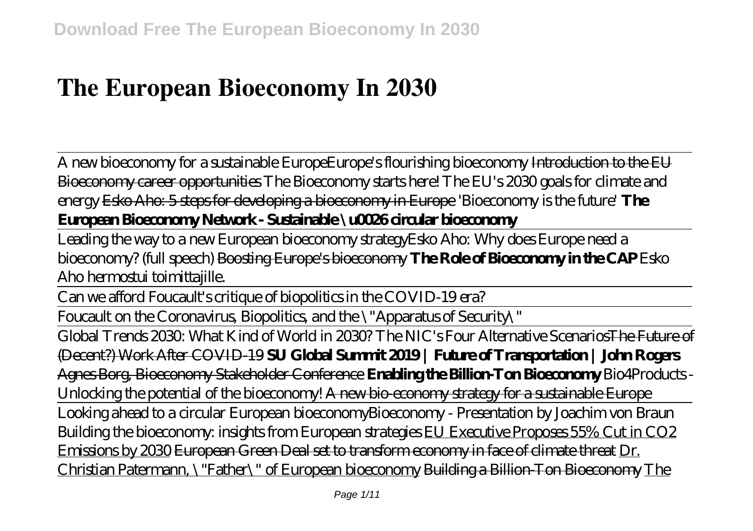# The European Bioeconomy In 2030

A new bioeconomy for a sustainable EuropeEurope's flourishing bioeconomy ~~Introduction to the EU Bioeconomy career opportunities~~ The Bioeconomy starts here! The EU's 2030 goals for climate and energy ~~Esko Aho: 5 steps for developing a bioeconomy in Europe~~ 'Bioeconomy is the future' **The European Bioeconomy Network - Sustainable \u0026 circular bioeconomy**

Leading the way to a new European bioeconomy strategyEsko Aho: Why does Europe need a bioeconomy? (full speech) ~~Boosting Europe's bioeconomy~~ **The Role of Bioeconomy in the CAP** Esko Aho hermostui toimittajille.

Can we afford Foucault's critique of biopolitics in the COVID-19 era?

Foucault on the Coronavirus, Biopolitics, and the \"Apparatus of Security\"

Global Trends 2030: What Kind of World in 2030? The NIC's Four Alternative Scenarios~~The Future of (Decent?) Work After COVID-19~~ **SU Global Summit 2019 | Future of Transportation | John Rogers** ~~Agnes Borg, Bioeconomy Stakeholder Conference~~ **Enabling the Billion-Ton Bioeconomy** Bio4Products - Unlocking the potential of the bioeconomy! ~~A new bio-economy strategy for a sustainable Europe~~

Looking ahead to a circular European bioeconomyBioeconomy - Presentation by Joachim von Braun Building the bioeconomy: insights from European strategies EU Executive Proposes 55% Cut in CO2 Emissions by 2030 ~~European Green Deal set to transform economy in face of climate threat~~ Dr. Christian Patermann, \"Father\" of European bioeconomy ~~Building a Billion-Ton Bioeconomy~~ The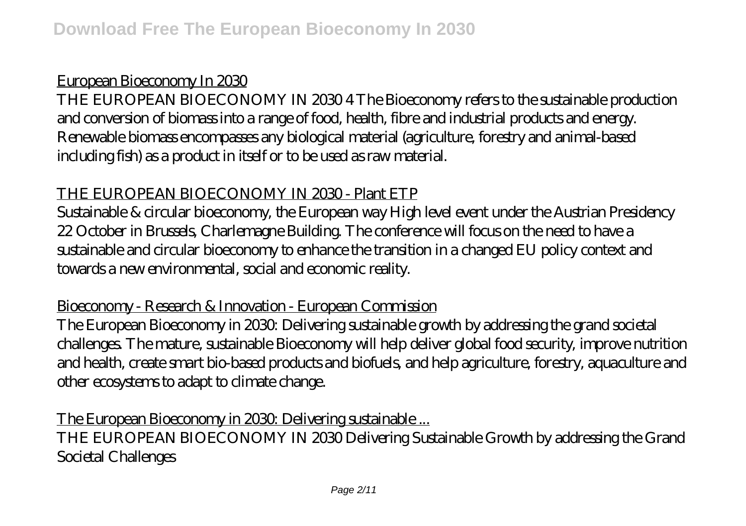European Bioeconomy In 2030

THE EUROPEAN BIOECONOMY IN 2030 4 The Bioeconomy refers to the sustainable production and conversion of biomass into a range of food, health, fibre and industrial products and energy. Renewable biomass encompasses any biological material (agriculture, forestry and animal-based including fish) as a product in itself or to be used as raw material.

THE EUROPEAN BIOECONOMY IN 2030 - Plant ETP

Sustainable & circular bioeconomy, the European way High level event under the Austrian Presidency 22 October in Brussels, Charlemagne Building. The conference will focus on the need to have a sustainable and circular bioeconomy to enhance the transition in a changed EU policy context and towards a new environmental, social and economic reality.

Bioeconomy - Research & Innovation - European Commission

The European Bioeconomy in 2030: Delivering sustainable growth by addressing the grand societal challenges. The mature, sustainable Bioeconomy will help deliver global food security, improve nutrition and health, create smart bio-based products and biofuels, and help agriculture, forestry, aquaculture and other ecosystems to adapt to climate change.

The European Bioeconomy in 2030: Delivering sustainable ...

THE EUROPEAN BIOECONOMY IN 2030 Delivering Sustainable Growth by addressing the Grand Societal Challenges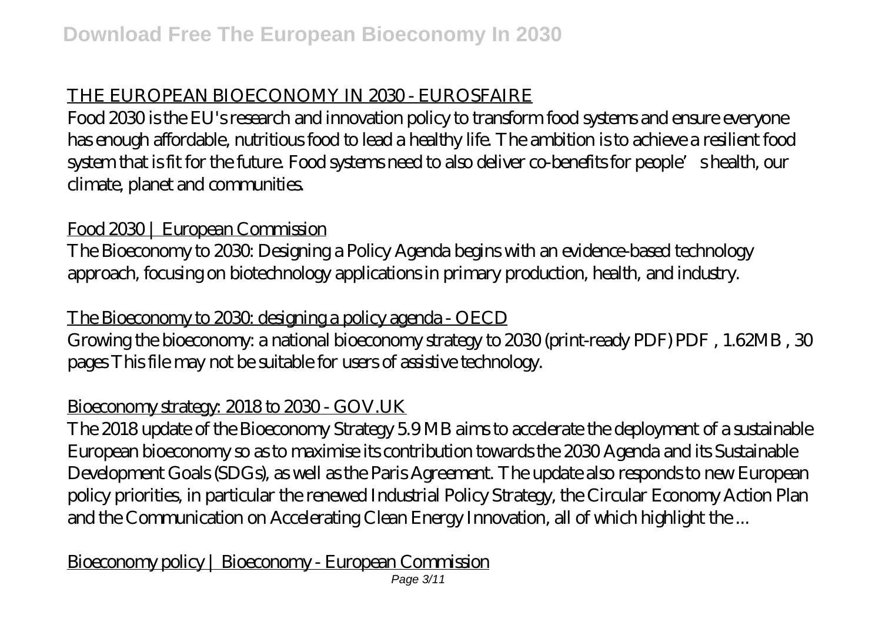## THE EUROPEAN BIOECONOMY IN 2030 - EUROSFAIRE

Food 2030 is the EU's research and innovation policy to transform food systems and ensure everyone has enough affordable, nutritious food to lead a healthy life. The ambition is to achieve a resilient food system that is fit for the future. Food systems need to also deliver co-benefits for people's health, our climate, planet and communities.

## Food 2030 | European Commission

The Bioeconomy to 2030: Designing a Policy Agenda begins with an evidence-based technology approach, focusing on biotechnology applications in primary production, health, and industry.

## The Bioeconomy to 2030: designing a policy agenda - OECD

Growing the bioeconomy: a national bioeconomy strategy to 2030 (print-ready PDF) PDF , 1.62MB , 30 pages This file may not be suitable for users of assistive technology.

## Bioeconomy strategy: 2018 to 2030 - GOV.UK

The 2018 update of the Bioeconomy Strategy 5.9 MB aims to accelerate the deployment of a sustainable European bioeconomy so as to maximise its contribution towards the 2030 Agenda and its Sustainable Development Goals (SDGs), as well as the Paris Agreement. The update also responds to new European policy priorities, in particular the renewed Industrial Policy Strategy, the Circular Economy Action Plan and the Communication on Accelerating Clean Energy Innovation, all of which highlight the ...

## Bioeconomy policy | Bioeconomy - European Commission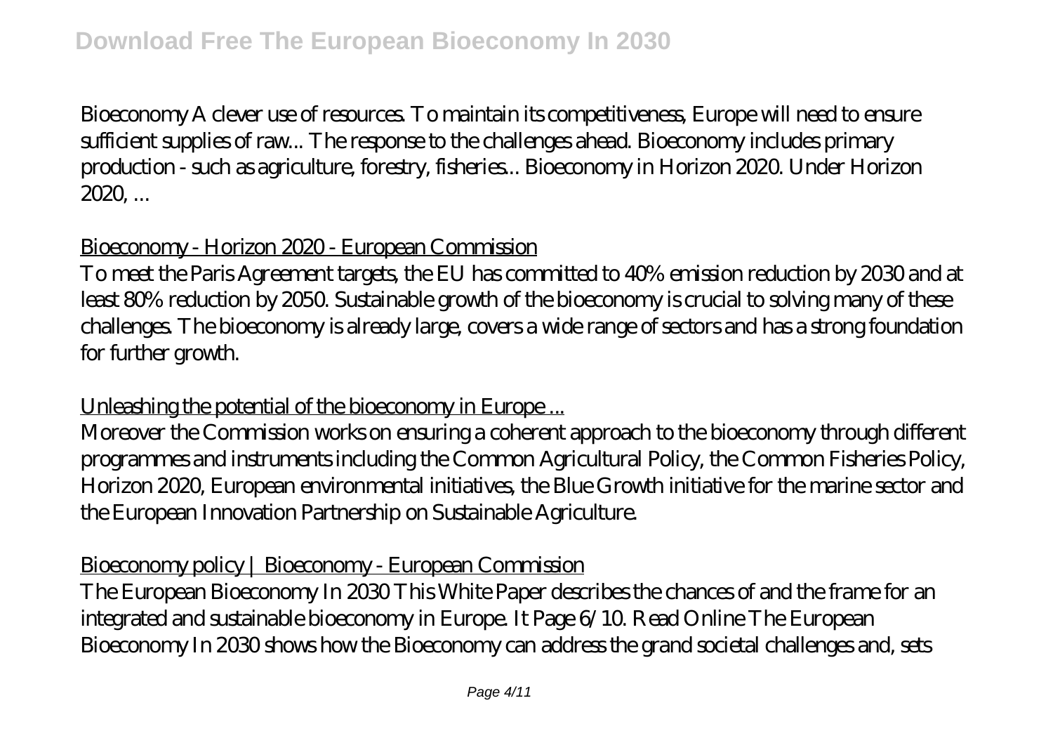Bioeconomy A clever use of resources. To maintain its competitiveness, Europe will need to ensure sufficient supplies of raw... The response to the challenges ahead. Bioeconomy includes primary production - such as agriculture, forestry, fisheries... Bioeconomy in Horizon 2020. Under Horizon 2020, ...

Bioeconomy - Horizon 2020 - European Commission

To meet the Paris Agreement targets, the EU has committed to 40% emission reduction by 2030 and at least 80% reduction by 2050. Sustainable growth of the bioeconomy is crucial to solving many of these challenges. The bioeconomy is already large, covers a wide range of sectors and has a strong foundation for further growth.

Unleashing the potential of the bioeconomy in Europe ...

Moreover the Commission works on ensuring a coherent approach to the bioeconomy through different programmes and instruments including the Common Agricultural Policy, the Common Fisheries Policy, Horizon 2020, European environmental initiatives, the Blue Growth initiative for the marine sector and the European Innovation Partnership on Sustainable Agriculture.

Bioeconomy policy | Bioeconomy - European Commission

The European Bioeconomy In 2030 This White Paper describes the chances of and the frame for an integrated and sustainable bioeconomy in Europe. It Page 6/10. Read Online The European Bioeconomy In 2030 shows how the Bioeconomy can address the grand societal challenges and, sets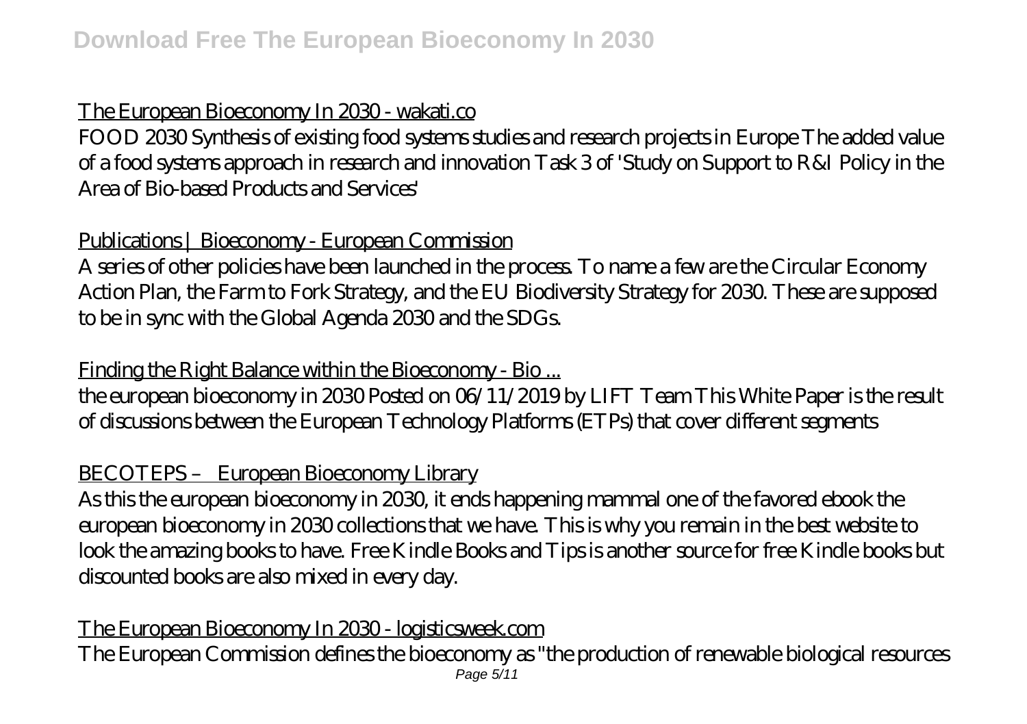The European Bioeconomy In 2030 - wakati.co

FOOD 2030 Synthesis of existing food systems studies and research projects in Europe The added value of a food systems approach in research and innovation Task 3 of 'Study on Support to R&I Policy in the Area of Bio-based Products and Services'

Publications | Bioeconomy - European Commission

A series of other policies have been launched in the process. To name a few are the Circular Economy Action Plan, the Farm to Fork Strategy, and the EU Biodiversity Strategy for 2030. These are supposed to be in sync with the Global Agenda 2030 and the SDGs.

Finding the Right Balance within the Bioeconomy - Bio ...

the european bioeconomy in 2030 Posted on 06/11/2019 by LIFT Team This White Paper is the result of discussions between the European Technology Platforms (ETPs) that cover different segments

BECOTEPS – European Bioeconomy Library

As this the european bioeconomy in 2030, it ends happening mammal one of the favored ebook the european bioeconomy in 2030 collections that we have. This is why you remain in the best website to look the amazing books to have. Free Kindle Books and Tips is another source for free Kindle books but discounted books are also mixed in every day.

The European Bioeconomy In 2030 - logisticsweek.com

The European Commission defines the bioeconomy as "the production of renewable biological resources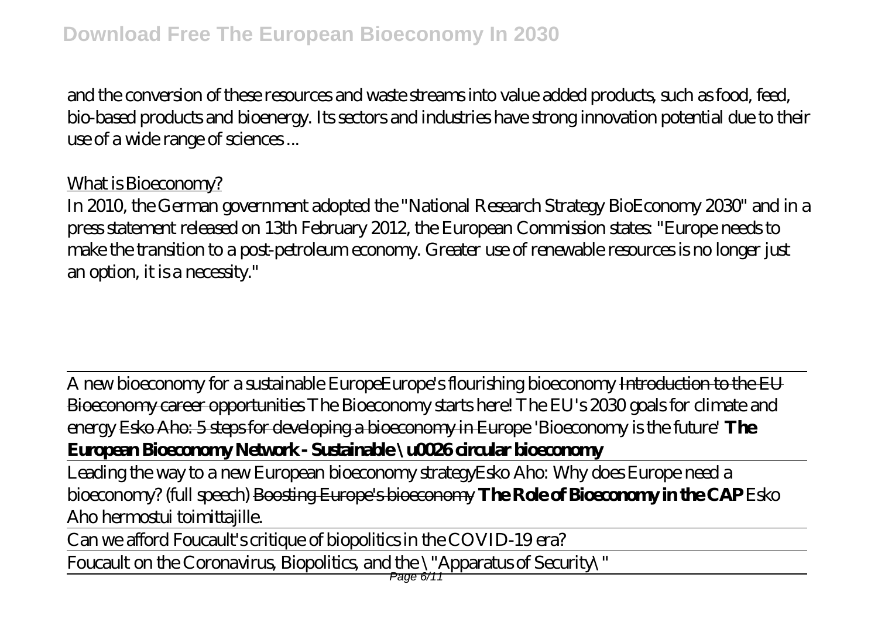and the conversion of these resources and waste streams into value added products, such as food, feed, bio-based products and bioenergy. Its sectors and industries have strong innovation potential due to their use of a wide range of sciences ...

What is Bioeconomy?

In 2010, the German government adopted the "National Research Strategy BioEconomy 2030" and in a press statement released on 13th February 2012, the European Commission states: "Europe needs to make the transition to a post-petroleum economy. Greater use of renewable resources is no longer just an option, it is a necessity."

---

A new bioeconomy for a sustainable Europe Europe's flourishing bioeconomy ~~Introduction to the EU Bioeconomy career opportunities~~ The Bioeconomy starts here! The EU's 2030 goals for climate and energy ~~Esko Aho: 5 steps for developing a bioeconomy in Europe~~ 'Bioeconomy is the future' **The European Bioeconomy Network - Sustainable \u0026 circular bioeconomy**

---

Leading the way to a new European bioeconomy strategy Esko Aho: Why does Europe need a bioeconomy? (full speech) ~~Boosting Europe's bioeconomy~~ **The Role of Bioeconomy in the CAP** Esko Aho hermostui toimittajille.

---

Can we afford Foucault's critique of biopolitics in the COVID-19 era?

---

Foucault on the Coronavirus, Biopolitics, and the \"Apparatus of Security\"

---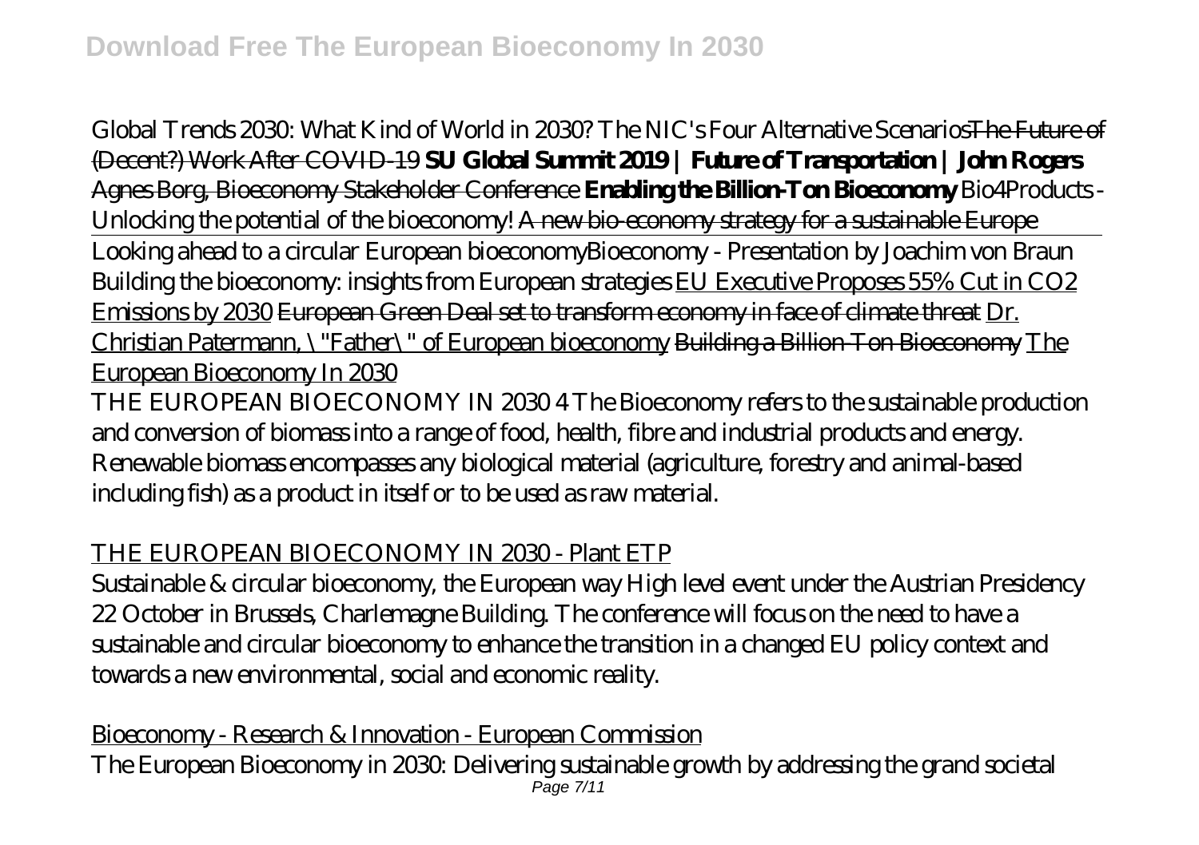Global Trends 2030: What Kind of World in 2030? The NIC's Four Alternative Scenarios ~~The Future of (Decent?) Work After COVID-19~~ **SU Global Summit 2019 | Future of Transportation | John Rogers** ~~Agnes Borg, Bioeconomy Stakeholder Conference~~ **Enabling the Billion-Ton Bioeconomy** Bio4Products - Unlocking the potential of the bioeconomy! ~~A new bio-economy strategy for a sustainable Europe~~

~~Looking ahead to a circular European bioeconomy~~ Bioeconomy - Presentation by Joachim von Braun Building the bioeconomy: insights from European strategies EU Executive Proposes 55% Cut in CO2 Emissions by 2030 ~~European Green Deal set to transform economy in face of climate threat~~ Dr. Christian Patermann, \"Father\" of European bioeconomy ~~Building a Billion-Ton Bioeconomy~~ The European Bioeconomy In 2030

THE EUROPEAN BIOECONOMY IN 2030 4 The Bioeconomy refers to the sustainable production and conversion of biomass into a range of food, health, fibre and industrial products and energy. Renewable biomass encompasses any biological material (agriculture, forestry and animal-based including fish) as a product in itself or to be used as raw material.

## THE EUROPEAN BIOECONOMY IN 2030 - Plant ETP

Sustainable & circular bioeconomy, the European way High level event under the Austrian Presidency 22 October in Brussels, Charlemagne Building. The conference will focus on the need to have a sustainable and circular bioeconomy to enhance the transition in a changed EU policy context and towards a new environmental, social and economic reality.

## Bioeconomy - Research & Innovation - European Commission

The European Bioeconomy in 2030: Delivering sustainable growth by addressing the grand societal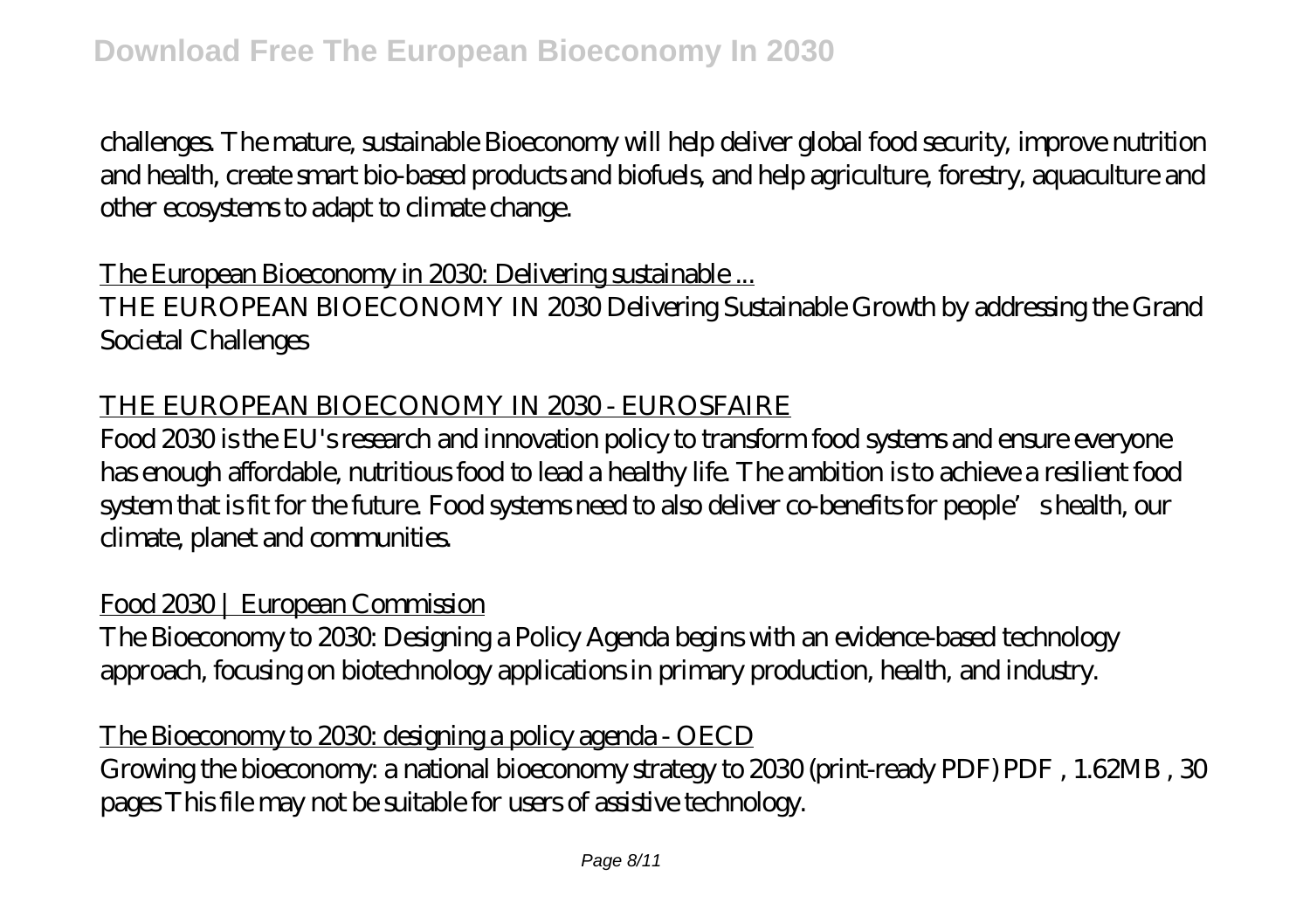challenges. The mature, sustainable Bioeconomy will help deliver global food security, improve nutrition and health, create smart bio-based products and biofuels, and help agriculture, forestry, aquaculture and other ecosystems to adapt to climate change.

The European Bioeconomy in 2030: Delivering sustainable ...

THE EUROPEAN BIOECONOMY IN 2030 Delivering Sustainable Growth by addressing the Grand Societal Challenges

THE EUROPEAN BIOECONOMY IN 2030 - EUROSFAIRE

Food 2030 is the EU's research and innovation policy to transform food systems and ensure everyone has enough affordable, nutritious food to lead a healthy life. The ambition is to achieve a resilient food system that is fit for the future. Food systems need to also deliver co-benefits for people's health, our climate, planet and communities.

Food 2030 | European Commission

The Bioeconomy to 2030: Designing a Policy Agenda begins with an evidence-based technology approach, focusing on biotechnology applications in primary production, health, and industry.

The Bioeconomy to 2030: designing a policy agenda - OECD

Growing the bioeconomy: a national bioeconomy strategy to 2030 (print-ready PDF) PDF , 1.62MB , 30 pages This file may not be suitable for users of assistive technology.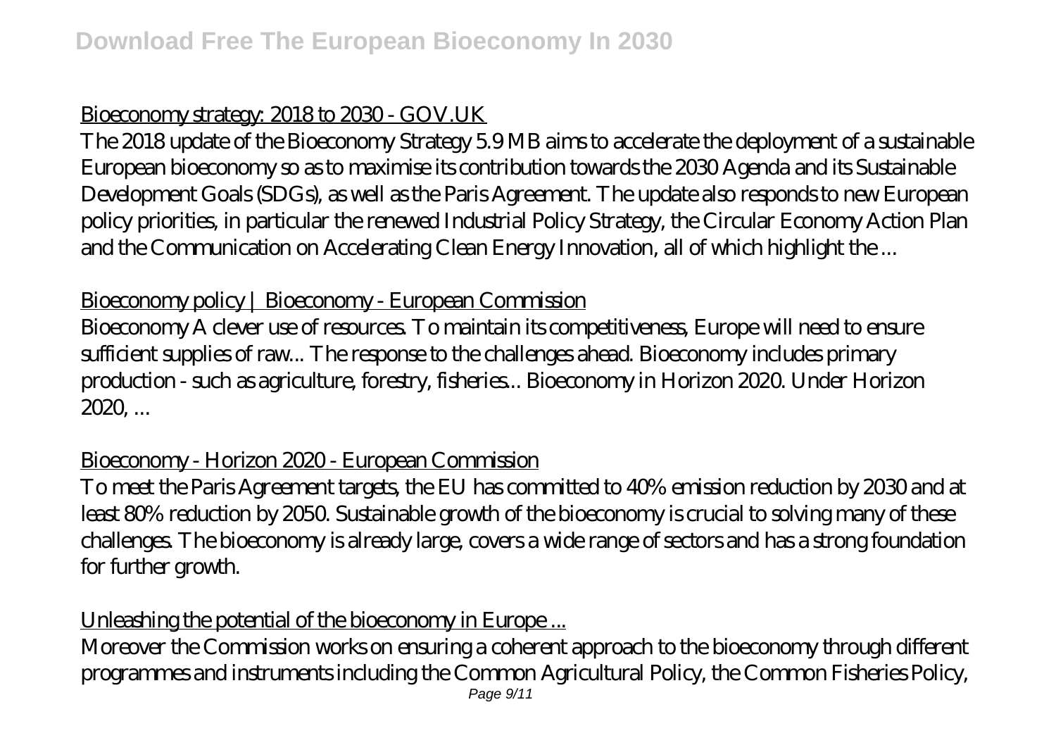Bioeconomy strategy: 2018 to 2030 - GOV.UK

The 2018 update of the Bioeconomy Strategy 5.9 MB aims to accelerate the deployment of a sustainable European bioeconomy so as to maximise its contribution towards the 2030 Agenda and its Sustainable Development Goals (SDGs), as well as the Paris Agreement. The update also responds to new European policy priorities, in particular the renewed Industrial Policy Strategy, the Circular Economy Action Plan and the Communication on Accelerating Clean Energy Innovation, all of which highlight the ...

Bioeconomy policy | Bioeconomy - European Commission

Bioeconomy A clever use of resources. To maintain its competitiveness, Europe will need to ensure sufficient supplies of raw... The response to the challenges ahead. Bioeconomy includes primary production - such as agriculture, forestry, fisheries... Bioeconomy in Horizon 2020. Under Horizon 2020, ...

Bioeconomy - Horizon 2020 - European Commission

To meet the Paris Agreement targets, the EU has committed to 40% emission reduction by 2030 and at least 80% reduction by 2050. Sustainable growth of the bioeconomy is crucial to solving many of these challenges. The bioeconomy is already large, covers a wide range of sectors and has a strong foundation for further growth.

Unleashing the potential of the bioeconomy in Europe ...

Moreover the Commission works on ensuring a coherent approach to the bioeconomy through different programmes and instruments including the Common Agricultural Policy, the Common Fisheries Policy,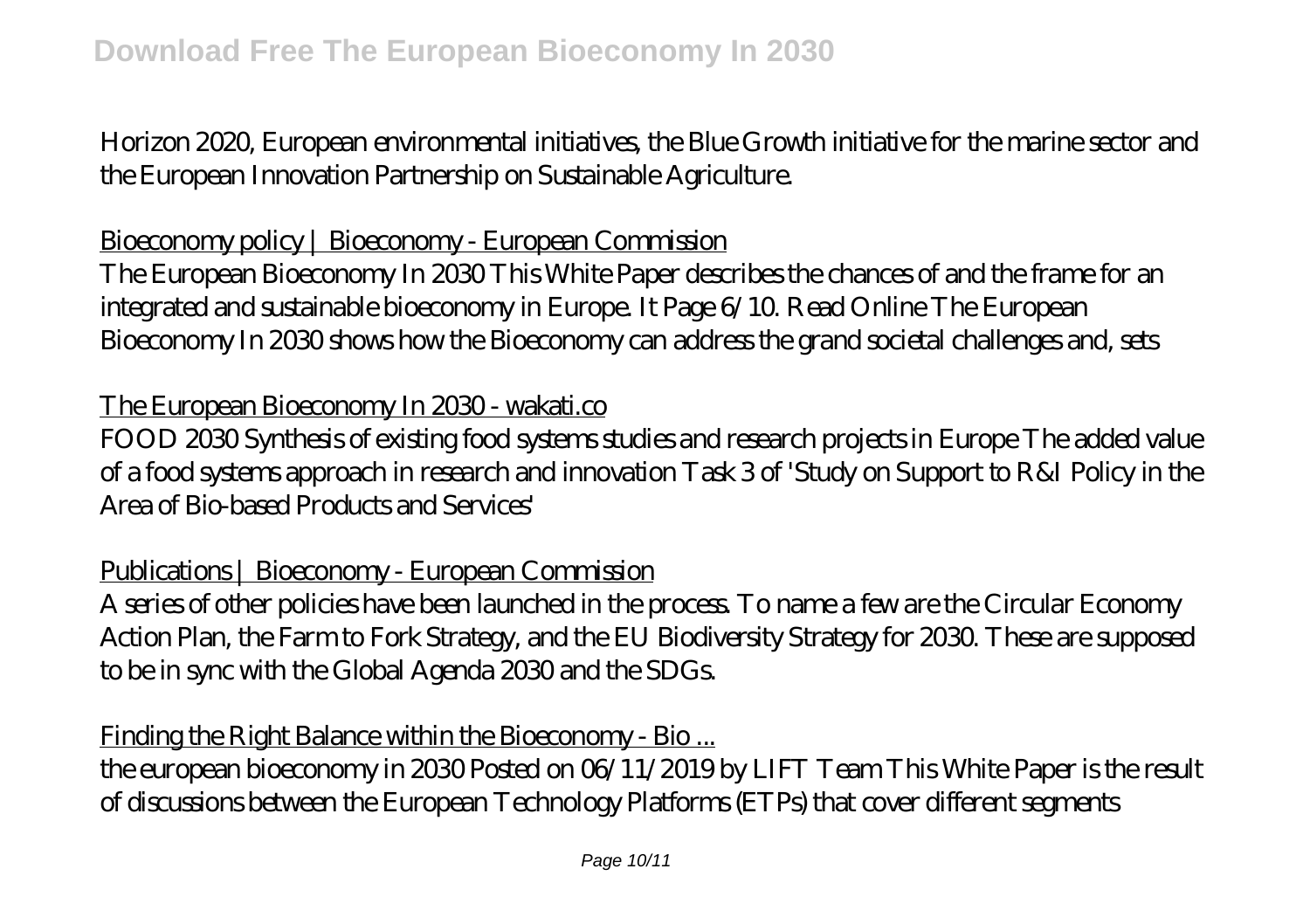Horizon 2020, European environmental initiatives, the Blue Growth initiative for the marine sector and the European Innovation Partnership on Sustainable Agriculture.

Bioeconomy policy | Bioeconomy - European Commission

The European Bioeconomy In 2030 This White Paper describes the chances of and the frame for an integrated and sustainable bioeconomy in Europe. It Page 6/10. Read Online The European Bioeconomy In 2030 shows how the Bioeconomy can address the grand societal challenges and, sets

The European Bioeconomy In 2030 - wakati.co

FOOD 2030 Synthesis of existing food systems studies and research projects in Europe The added value of a food systems approach in research and innovation Task 3 of 'Study on Support to R&I Policy in the Area of Bio-based Products and Services'

Publications | Bioeconomy - European Commission

A series of other policies have been launched in the process. To name a few are the Circular Economy Action Plan, the Farm to Fork Strategy, and the EU Biodiversity Strategy for 2030. These are supposed to be in sync with the Global Agenda 2030 and the SDGs.

Finding the Right Balance within the Bioeconomy - Bio ...

the european bioeconomy in 2030 Posted on 06/11/2019 by LIFT Team This White Paper is the result of discussions between the European Technology Platforms (ETPs) that cover different segments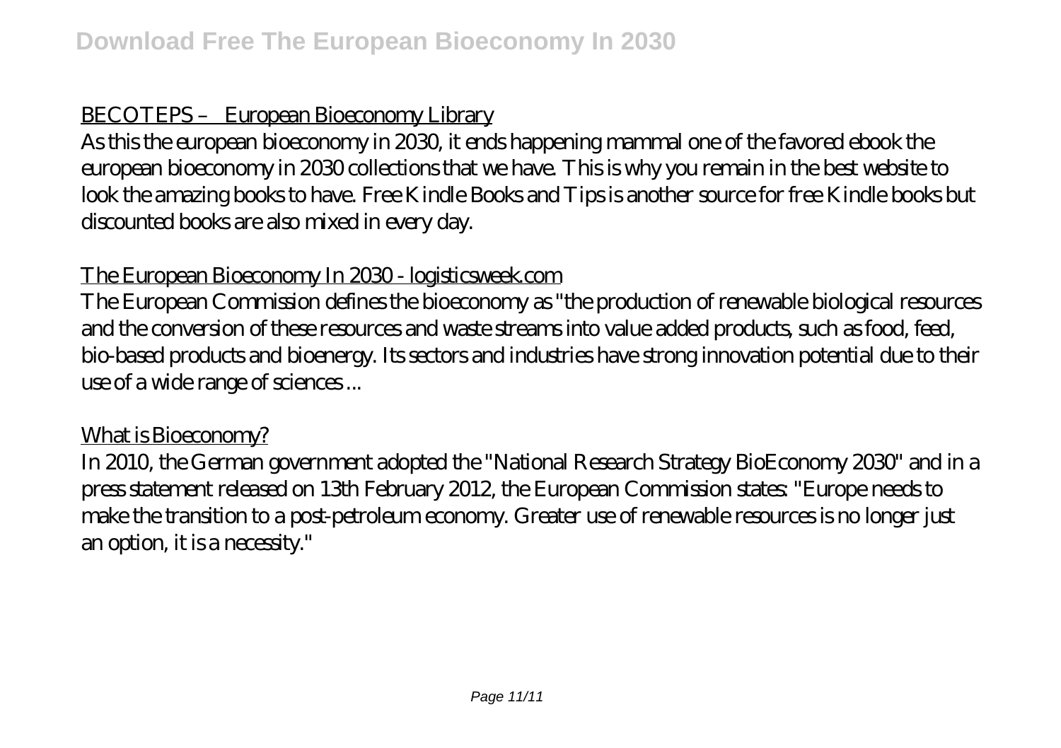BECOTEPS – European Bioeconomy Library

As this the european bioeconomy in 2030, it ends happening mammal one of the favored ebook the european bioeconomy in 2030 collections that we have. This is why you remain in the best website to look the amazing books to have. Free Kindle Books and Tips is another source for free Kindle books but discounted books are also mixed in every day.

The European Bioeconomy In 2030 - logisticsweek.com

The European Commission defines the bioeconomy as "the production of renewable biological resources and the conversion of these resources and waste streams into value added products, such as food, feed, bio-based products and bioenergy. Its sectors and industries have strong innovation potential due to their use of a wide range of sciences ...

What is Bioeconomy?

In 2010, the German government adopted the "National Research Strategy BioEconomy 2030" and in a press statement released on 13th February 2012, the European Commission states: "Europe needs to make the transition to a post-petroleum economy. Greater use of renewable resources is no longer just an option, it is a necessity."